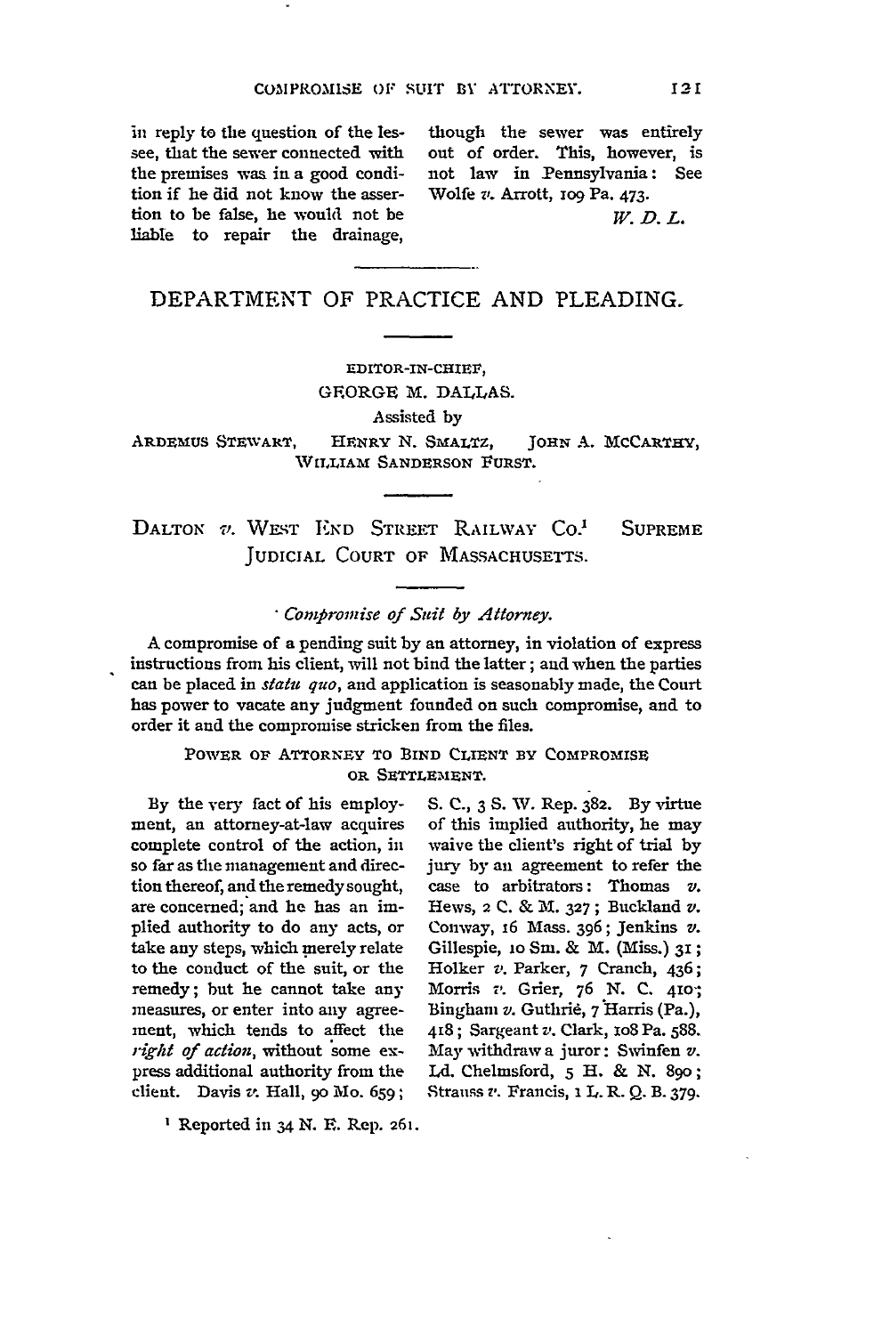in reply to the question of the lessee, that the sewer connected with the premises was in a good condition if he did not know the assertion to be false, he would not be liable to repair the drainage, though the sewer was entirely out of order. This, however, is not law in Pennsylvania: See Wolfe *v.* Arrott, 109 Pa. 473.

*W. D. L.*

---

## DEPARTMENT OF PRACTICE AND PLEADING.

EDITOR-IN-CHIEF,
GEORGE M. DALLAS.
Assisted by
ARDEMUS STEWART, HENRY N. SMALTZ, JOHN A. MCCARTHY,
WILLIAM SANDERSON FURST.

---

### DALTON *v.* WEST END STREET RAILWAY CO.[1] SUPREME JUDICIAL COURT OF MASSACHUSETTS.

*Compromise of Suit by Attorney.*

A compromise of a pending suit by an attorney, in violation of express instructions from his client, will not bind the latter; and when the parties can be placed in *statu quo*, and application is seasonably made, the Court has power to vacate any judgment founded on such compromise, and to order it and the compromise stricken from the files.

#### POWER OF ATTORNEY TO BIND CLIENT BY COMPROMISE OR SETTLEMENT.

By the very fact of his employment, an attorney-at-law acquires complete control of the action, in so far as the management and direction thereof, and the remedy sought, are concerned; and he has an implied authority to do any acts, or take any steps, which merely relate to the conduct of the suit, or the remedy; but he cannot take any measures, or enter into any agreement, which tends to affect the *right of action*, without some express additional authority from the client. Davis *v.* Hall, 90 Mo. 659; S. C., 3 S. W. Rep. 382. By virtue of this implied authority, he may waive the client's right of trial by jury by an agreement to refer the case to arbitrators: Thomas *v.* Hews, 2 C. & M. 327; Buckland *v.* Conway, 16 Mass. 396; Jenkins *v.* Gillespie, 10 Sm. & M. (Miss.) 31; Holker *v.* Parker, 7 Cranch, 436; Morris *v.* Grier, 76 N. C. 410; Bingham *v.* Guthrié, 7 Harris (Pa.), 418; Sargeant *v.* Clark, 108 Pa. 588. May withdraw a juror: Swinfen *v.* Ld. Chelmsford, 5 H. & N. 890; Strauss *v.* Francis, 1 L. R. Q. B. 379.

[1] Reported in 34 N. E. Rep. 261.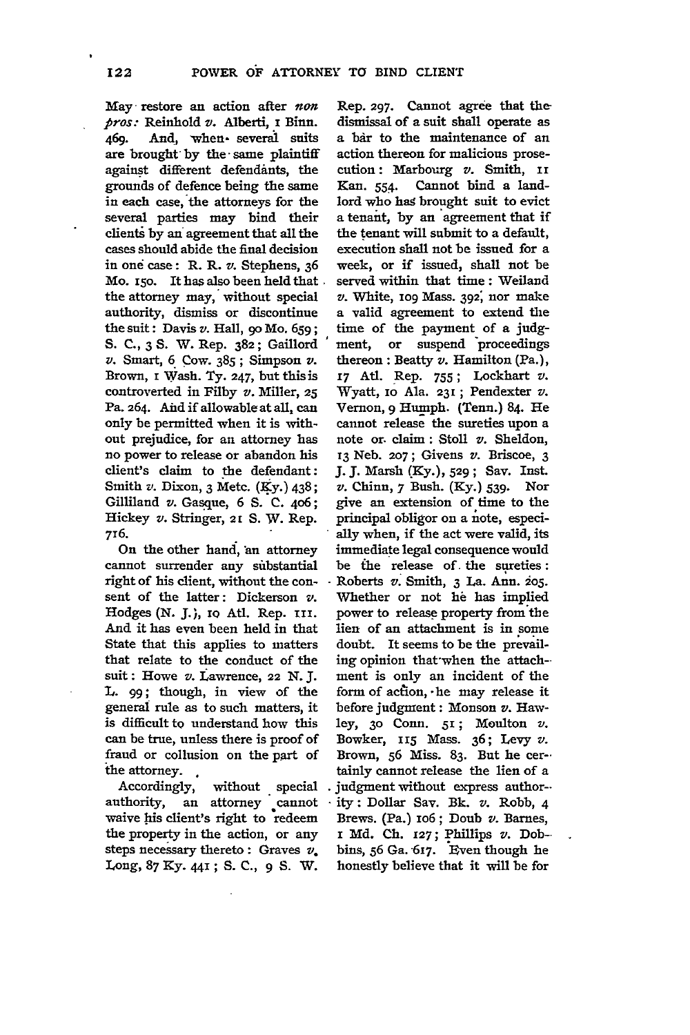May restore an action after *non pros:* Reinhold *v.* Alberti, 1 Binn. 469. And, when several suits are brought by the same plaintiff against different defendants, the grounds of defence being the same in each case, the attorneys for the several parties may bind their clients by an agreement that all the cases should abide the final decision in one case: R. R. *v.* Stephens, 36 Mo. 150. It has also been held that the attorney may, without special authority, dismiss or discontinue the suit: Davis *v.* Hall, 90 Mo. 659; S. C., 3 S. W. Rep. 382; Gaillord *v.* Smart, 6 Cow. 385; Simpson *v.* Brown, 1 Wash. Ty. 247, but this is controverted in Filby *v.* Miller, 25 Pa. 264. And if allowable at all, can only be permitted when it is without prejudice, for an attorney has no power to release or abandon his client's claim to the defendant: Smith *v.* Dixon, 3 Metc. (Ky.) 438; Gilliland *v.* Gasque, 6 S. C. 406; Hickey *v.* Stringer, 21 S. W. Rep. 716.

On the other hand, an attorney cannot surrender any substantial right of his client, without the consent of the latter: Dickerson *v.* Hodges (N. J.), 10 Atl. Rep. 111. And it has even been held in that State that this applies to matters that relate to the conduct of the suit: Howe *v.* Lawrence, 22 N. J. L. 99; though, in view of the general rule as to such matters, it is difficult to understand how this can be true, unless there is proof of fraud or collusion on the part of the attorney.

Accordingly, without special authority, an attorney cannot waive his client's right to redeem the property in the action, or any steps necessary thereto: Graves *v.* Long, 87 Ky. 441; S. C., 9 S. W. Rep. 297. Cannot agree that the dismissal of a suit shall operate as a bar to the maintenance of an action thereon for malicious prosecution: Marbourg *v.* Smith, 11 Kan. 554. Cannot bind a landlord who has brought suit to evict a tenant, by an agreement that if the tenant will submit to a default, execution shall not be issued for a week, or if issued, shall not be served within that time: Weiland *v.* White, 109 Mass. 392; nor make a valid agreement to extend the time of the payment of a judgment, or suspend proceedings thereon: Beatty *v.* Hamilton (Pa.), 17 Atl. Rep. 755; Lockhart *v.* Wyatt, 10 Ala. 231; Pendexter *v.* Vernon, 9 Humph. (Tenn.) 84. He cannot release the sureties upon a note or claim: Stoll *v.* Sheldon, 13 Neb. 207; Givens *v.* Briscoe, 3 J. J. Marsh (Ky.), 529; Sav. Inst. *v.* Chinn, 7 Bush. (Ky.) 539. Nor give an extension of time to the principal obligor on a note, especially when, if the act were valid, its immediate legal consequence would be the release of the sureties: Roberts *v.* Smith, 3 La. Ann. 205. Whether or not he has implied power to release property from the lien of an attachment is in some doubt. It seems to be the prevailing opinion that when the attachment is only an incident of the form of action, he may release it before judgment: Monson *v.* Hawley, 30 Conn. 51; Moulton *v.* Bowker, 115 Mass. 36; Levy *v.* Brown, 56 Miss. 83. But he certainly cannot release the lien of a judgment without express authority: Dollar Sav. Bk. *v.* Robb, 4 Brews. (Pa.) 106; Doub *v.* Barnes, 1 Md. Ch. 127; Phillips *v.* Dobbins, 56 Ga. 617. Even though he honestly believe that it will be for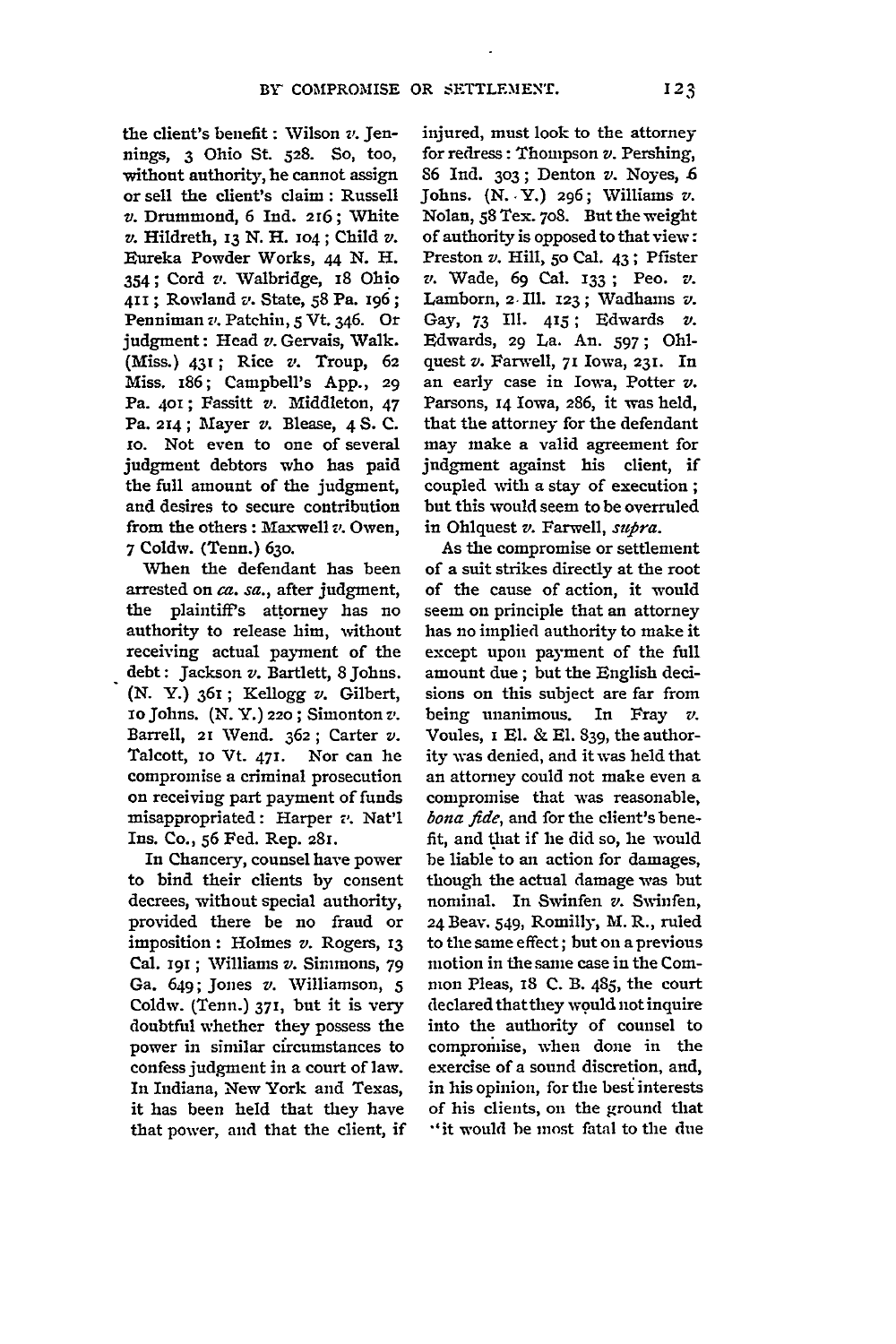the client's benefit: Wilson *v.* Jennings, 3 Ohio St. 528. So, too, without authority, he cannot assign or sell the client's claim: Russell *v.* Drummond, 6 Ind. 216; White *v.* Hildreth, 13 N. H. 104; Child *v.* Eureka Powder Works, 44 N. H. 354; Cord *v.* Walbridge, 18 Ohio 411; Rowland *v.* State, 58 Pa. 196; Penniman *v.* Patchin, 5 Vt. 346. Or judgment: Head *v.* Gervais, Walk. (Miss.) 431; Rice *v.* Troup, 62 Miss. 186; Campbell's App., 29 Pa. 401; Fassitt *v.* Middleton, 47 Pa. 214; Mayer *v.* Blease, 4 S. C. 10. Not even to one of several judgment debtors who has paid the full amount of the judgment, and desires to secure contribution from the others: Maxwell *v.* Owen, 7 Coldw. (Tenn.) 630.

When the defendant has been arrested on *ca. sa.*, after judgment, the plaintiff's attorney has no authority to release him, without receiving actual payment of the debt: Jackson *v.* Bartlett, 8 Johns. (N. Y.) 361; Kellogg *v.* Gilbert, 10 Johns. (N. Y.) 220; Simonton *v.* Barrell, 21 Wend. 362; Carter *v.* Talcott, 10 Vt. 471. Nor can he compromise a criminal prosecution on receiving part payment of funds misappropriated: Harper *v.* Nat'l Ins. Co., 56 Fed. Rep. 281.

In Chancery, counsel have power to bind their clients by consent decrees, without special authority, provided there be no fraud or imposition: Holmes *v.* Rogers, 13 Cal. 191; Williams *v.* Simmons, 79 Ga. 649; Jones *v.* Williamson, 5 Coldw. (Tenn.) 371, but it is very doubtful whether they possess the power in similar circumstances to confess judgment in a court of law. In Indiana, New York and Texas, it has been held that they have that power, and that the client, if injured, must look to the attorney for redress: Thompson *v.* Pershing, 86 Ind. 303; Denton *v.* Noyes, 6 Johns. (N. Y.) 296; Williams *v.* Nolan, 58 Tex. 708. But the weight of authority is opposed to that view: Preston *v.* Hill, 50 Cal. 43; Pfister *v.* Wade, 69 Cal. 133; Peo. *v.* Lamborn, 2 Ill. 123; Wadhams *v.* Gay, 73 Ill. 415; Edwards *v.* Edwards, 29 La. An. 597; Ohlquest *v.* Farwell, 71 Iowa, 231. In an early case in Iowa, Potter *v.* Parsons, 14 Iowa, 286, it was held, that the attorney for the defendant may make a valid agreement for judgment against his client, if coupled with a stay of execution; but this would seem to be overruled in Ohlquest *v.* Farwell, *supra*.

As the compromise or settlement of a suit strikes directly at the root of the cause of action, it would seem on principle that an attorney has no implied authority to make it except upon payment of the full amount due; but the English decisions on this subject are far from being unanimous. In Fray *v.* Voules, 1 El. & El. 839, the authority was denied, and it was held that an attorney could not make even a compromise that was reasonable, *bona fide*, and for the client's benefit, and that if he did so, he would be liable to an action for damages, though the actual damage was but nominal. In Swinfen *v.* Swinfen, 24 Beav. 549, Romilly, M. R., ruled to the same effect; but on a previous motion in the same case in the Common Pleas, 18 C. B. 485, the court declared that they would not inquire into the authority of counsel to compromise, when done in the exercise of a sound discretion, and, in his opinion, for the best interests of his clients, on the ground that "it would be most fatal to the due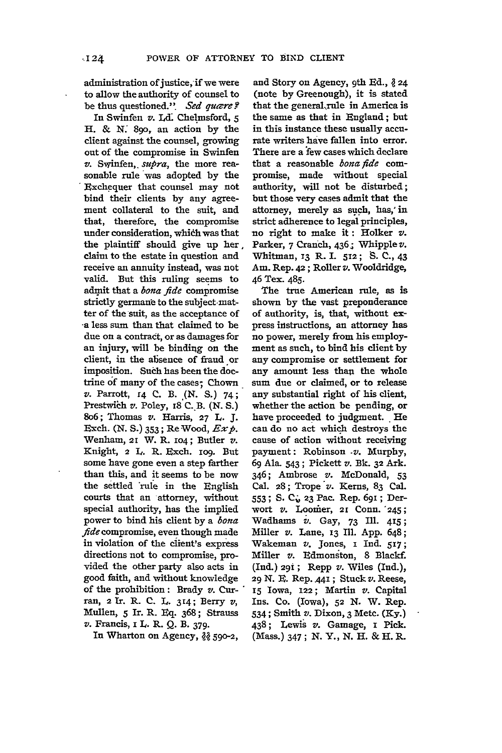administration of justice, if we were to allow the authority of counsel to be thus questioned." *Sed quære?*

In Swinfen *v.* Ld. Chelmsford, 5 H. & N. 890, an action by the client against the counsel, growing out of the compromise in Swinfen *v.* Swinfen, *supra*, the more reasonable rule was adopted by the Exchequer that counsel may not bind their clients by any agreement collateral to the suit, and that, therefore, the compromise under consideration, which was that the plaintiff should give up her claim to the estate in question and receive an annuity instead, was not valid. But this ruling seems to admit that a *bona fide* compromise strictly germane to the subject-matter of the suit, as the acceptance of a less sum than that claimed to be due on a contract, or as damages for an injury, will be binding on the client, in the absence of fraud or imposition. Such has been the doctrine of many of the cases; Chown *v.* Parrott, 14 C. B. (N. S.) 74; Prestwich *v.* Poley, 18 C. B. (N. S.) 806; Thomas *v.* Harris, 27 L. J. Exch. (N. S.) 353; Re Wood, *Ex p.* Wenham, 21 W. R. 104; Butler *v.* Knight, 2 L. R. Exch. 109. But some have gone even a step farther than this, and it seems to be now the settled rule in the English courts that an attorney, without special authority, has the implied power to bind his client by a *bona fide* compromise, even though made in violation of the client's express directions not to compromise, provided the other party also acts in good faith, and without knowledge of the prohibition: Brady *v.* Curran, 2 Ir. R. C. L. 314; Berry *v.* Mullen, 5 Ir. R. Eq. 368; Strauss *v.* Francis, 1 L. R. Q. B. 379.

In Wharton on Agency, §§ 590-2, and Story on Agency, 9th Ed., § 24 (note by Greenough), it is stated that the general rule in America is the same as that in England; but in this instance these usually accurate writers have fallen into error. There are a few cases which declare that a reasonable *bona fide* compromise, made without special authority, will not be disturbed; but those very cases admit that the attorney, merely as such, has, in strict adherence to legal principles, no right to make it: Holker *v.* Parker, 7 Cranch, 436; Whipple *v.* Whitman, 13 R. I. 512; S. C., 43 Am. Rep. 42; Roller *v.* Wooldridge, 46 Tex. 485.

The true American rule, as is shown by the vast preponderance of authority, is, that, without express instructions, an attorney has no power, merely from his employment as such, to bind his client by any compromise or settlement for any amount less than the whole sum due or claimed, or to release any substantial right of his client, whether the action be pending, or have proceeded to judgment. He can do no act which destroys the cause of action without receiving payment: Robinson *v.* Murphy, 69 Ala. 543; Pickett *v.* Bk. 32 Ark. 346; Ambrose *v.* McDonald, 53 Cal. 28; Trope *v.* Kerns, 83 Cal. 553; S. C., 23 Pac. Rep. 691; Derwort *v.* Loomer, 21 Conn. 245; Wadhams *v.* Gay, 73 Ill. 415; Miller *v.* Lane, 13 Ill. App. 648; Wakeman *v.* Jones, 1 Ind. 517; Miller *v.* Edmonston, 8 Blackf. (Ind.) 291; Repp *v.* Wiles (Ind.), 29 N. E. Rep. 441; Stuck *v.* Reese, 15 Iowa, 122; Martin *v.* Capital Ins. Co. (Iowa), 52 N. W. Rep. 534; Smith *v.* Dixon, 3 Metc. (Ky.) 438; Lewis *v.* Gamage, 1 Pick. (Mass.) 347; N. Y., N. H. & H. R.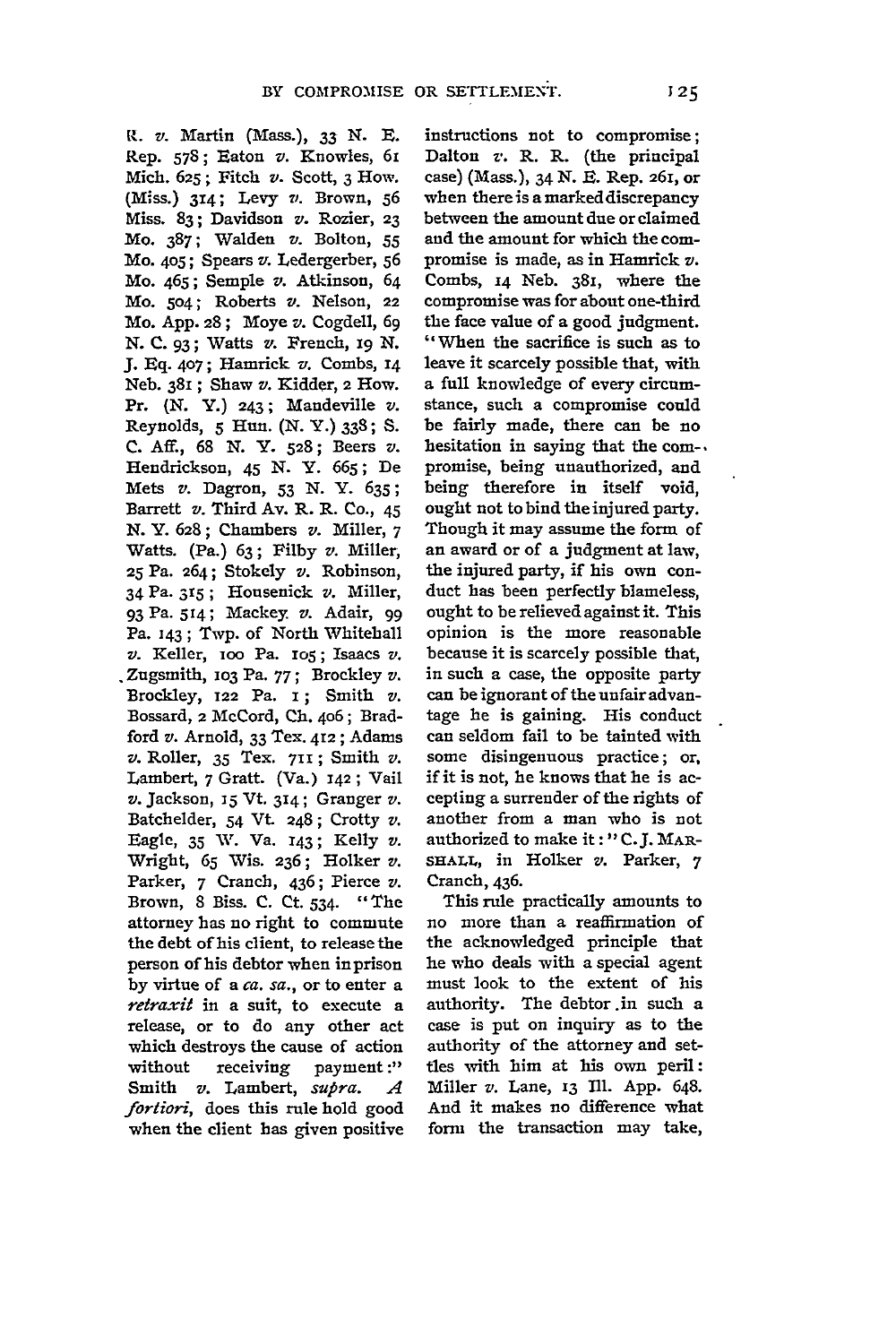R. *v.* Martin (Mass.), 33 N. E. Rep. 578; Eaton *v.* Knowles, 61 Mich. 625; Fitch *v.* Scott, 3 How. (Miss.) 314; Levy *v.* Brown, 56 Miss. 83; Davidson *v.* Rozier, 23 Mo. 387; Walden *v.* Bolton, 55 Mo. 405; Spears *v.* Ledergerber, 56 Mo. 465; Semple *v.* Atkinson, 64 Mo. 504; Roberts *v.* Nelson, 22 Mo. App. 28; Moye *v.* Cogdell, 69 N. C. 93; Watts *v.* French, 19 N. J. Eq. 407; Hamrick *v.* Combs, 14 Neb. 381; Shaw *v.* Kidder, 2 How. Pr. (N. Y.) 243; Mandeville *v.* Reynolds, 5 Hun. (N. Y.) 338; S. C. Aff., 68 N. Y. 528; Beers *v.* Hendrickson, 45 N. Y. 665; De Mets *v.* Dagron, 53 N. Y. 635; Barrett *v.* Third Av. R. R. Co., 45 N. Y. 628; Chambers *v.* Miller, 7 Watts. (Pa.) 63; Filby *v.* Miller, 25 Pa. 264; Stokely *v.* Robinson, 34 Pa. 315; Housenick *v.* Miller, 93 Pa. 514; Mackey *v.* Adair, 99 Pa. 143; Twp. of North Whitehall *v.* Keller, 100 Pa. 105; Isaacs *v.* Zugsmith, 103 Pa. 77; Brockley *v.* Brockley, 122 Pa. 1; Smith *v.* Bossard, 2 McCord, Ch. 406; Bradford *v.* Arnold, 33 Tex. 412; Adams *v.* Roller, 35 Tex. 711; Smith *v.* Lambert, 7 Gratt. (Va.) 142; Vail *v.* Jackson, 15 Vt. 314; Granger *v.* Batchelder, 54 Vt. 248; Crotty *v.* Eagle, 35 W. Va. 143; Kelly *v.* Wright, 65 Wis. 236; Holker *v.* Parker, 7 Cranch, 436; Pierce *v.* Brown, 8 Biss. C. Ct. 534. "The attorney has no right to commute the debt of his client, to release the person of his debtor when in prison by virtue of a *ca. sa.*, or to enter a *retraxit* in a suit, to execute a release, or to do any other act which destroys the cause of action without receiving payment:" Smith *v.* Lambert, *supra*. *A fortiori*, does this rule hold good when the client has given positive instructions not to compromise; Dalton *v.* R. R. (the principal case) (Mass.), 34 N. E. Rep. 261, or when there is a marked discrepancy between the amount due or claimed and the amount for which the compromise is made, as in Hamrick *v.* Combs, 14 Neb. 381, where the compromise was for about one-third the face value of a good judgment. "When the sacrifice is such as to leave it scarcely possible that, with a full knowledge of every circumstance, such a compromise could be fairly made, there can be no hesitation in saying that the compromise, being unauthorized, and being therefore in itself void, ought not to bind the injured party. Though it may assume the form of an award or of a judgment at law, the injured party, if his own conduct has been perfectly blameless, ought to be relieved against it. This opinion is the more reasonable because it is scarcely possible that, in such a case, the opposite party can be ignorant of the unfair advantage he is gaining. His conduct can seldom fail to be tainted with some disingenuous practice; or, if it is not, he knows that he is accepting a surrender of the rights of another from a man who is not authorized to make it:" C. J. MARSHALL, in Holker *v.* Parker, 7 Cranch, 436.

This rule practically amounts to no more than a reaffirmation of the acknowledged principle that he who deals with a special agent must look to the extent of his authority. The debtor in such a case is put on inquiry as to the authority of the attorney and settles with him at his own peril: Miller *v.* Lane, 13 Ill. App. 648. And it makes no difference what form the transaction may take,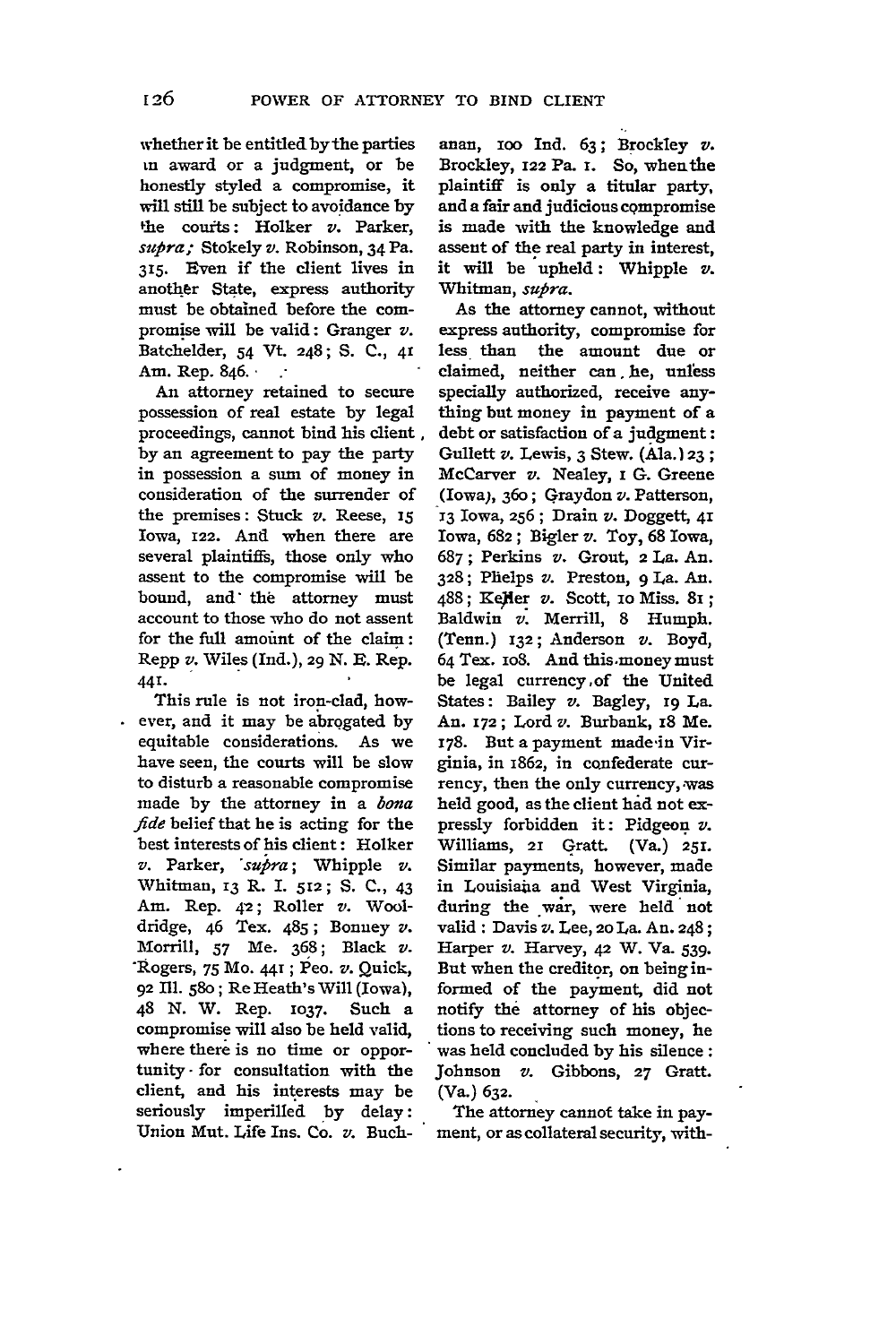whether it be entitled by the parties an award or a judgment, or be honestly styled a compromise, it will still be subject to avoidance by the courts: Holker *v.* Parker, *supra;* Stokely *v.* Robinson, 34 Pa. 315. Even if the client lives in another State, express authority must be obtained before the compromise will be valid: Granger *v.* Batchelder, 54 Vt. 248; S. C., 41 Am. Rep. 846.

An attorney retained to secure possession of real estate by legal proceedings, cannot bind his client, by an agreement to pay the party in possession a sum of money in consideration of the surrender of the premises: Stuck *v.* Reese, 15 Iowa, 122. And when there are several plaintiffs, those only who assent to the compromise will be bound, and the attorney must account to those who do not assent for the full amount of the claim: Repp *v.* Wiles (Ind.), 29 N. E. Rep. 441.

This rule is not iron-clad, however, and it may be abrogated by equitable considerations. As we have seen, the courts will be slow to disturb a reasonable compromise made by the attorney in a *bona fide* belief that he is acting for the best interests of his client: Holker *v.* Parker, *supra*; Whipple *v.* Whitman, 13 R. I. 512; S. C., 43 Am. Rep. 42; Roller *v.* Wooldridge, 46 Tex. 485; Bonney *v.* Morrill, 57 Me. 368; Black *v.* Rogers, 75 Mo. 441; Peo. *v.* Quick, 92 Ill. 580; Re Heath's Will (Iowa), 48 N. W. Rep. 1037. Such a compromise will also be held valid, where there is no time or opportunity for consultation with the client, and his interests may be seriously imperilled by delay: Union Mut. Life Ins. Co. *v.* Buchanan, 100 Ind. 63; Brockley *v.* Brockley, 122 Pa. 1. So, when the plaintiff is only a titular party, and a fair and judicious compromise is made with the knowledge and assent of the real party in interest, it will be upheld: Whipple *v.* Whitman, *supra.*

As the attorney cannot, without express authority, compromise for less than the amount due or claimed, neither can he, unless specially authorized, receive anything but money in payment of a debt or satisfaction of a judgment: Gullett *v.* Lewis, 3 Stew. (Ala.) 23; McCarver *v.* Nealey, 1 G. Greene (Iowa), 360; Graydon *v.* Patterson, 13 Iowa, 256; Drain *v.* Doggett, 41 Iowa, 682; Bigler *v.* Toy, 68 Iowa, 687; Perkins *v.* Grout, 2 La. An. 328; Phelps *v.* Preston, 9 La. An. 488; Keller *v.* Scott, 10 Miss. 81; Baldwin *v.* Merrill, 8 Humph. (Tenn.) 132; Anderson *v.* Boyd, 64 Tex. 108. And this money must be legal currency of the United States: Bailey *v.* Bagley, 19 La. An. 172; Lord *v.* Burbank, 18 Me. 178. But a payment made in Virginia, in 1862, in confederate currency, then the only currency, was held good, as the client had not expressly forbidden it: Pidgeon *v.* Williams, 21 Gratt. (Va.) 251. Similar payments, however, made in Louisiana and West Virginia, during the war, were held not valid: Davis *v.* Lee, 20 La. An. 248; Harper *v.* Harvey, 42 W. Va. 539. But when the creditor, on being informed of the payment, did not notify the attorney of his objections to receiving such money, he was held concluded by his silence: Johnson *v.* Gibbons, 27 Gratt. (Va.) 632.

The attorney cannot take in payment, or as collateral security, with-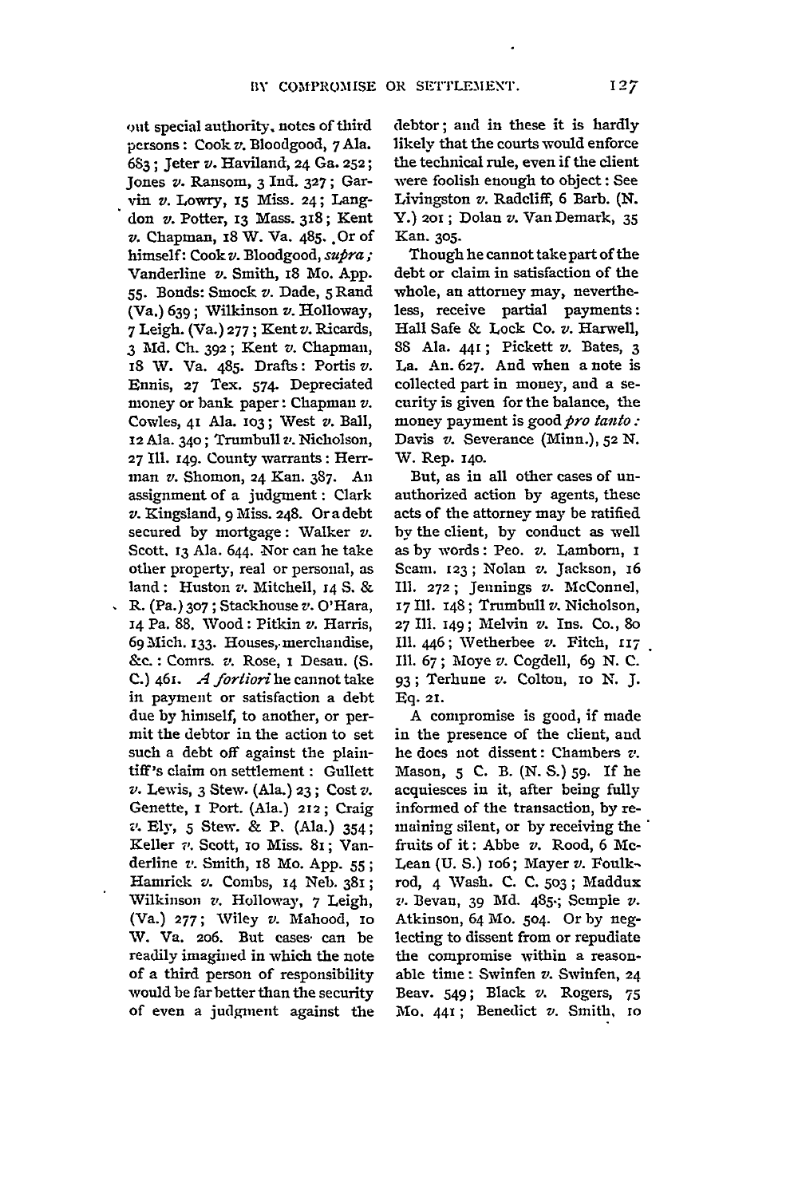out special authority, notes of third persons: Cook *v.* Bloodgood, 7 Ala. 683; Jeter *v.* Haviland, 24 Ga. 252; Jones *v.* Ransom, 3 Ind. 327; Garvin *v.* Lowry, 15 Miss. 24; Langdon *v.* Potter, 13 Mass. 318; Kent *v.* Chapman, 18 W. Va. 485. Or of himself: Cook *v.* Bloodgood, *supra;* Vanderline *v.* Smith, 18 Mo. App. 55. Bonds: Smock *v.* Dade, 5 Rand (Va.) 639; Wilkinson *v.* Holloway, 7 Leigh. (Va.) 277; Kent *v.* Ricards, 3 Md. Ch. 392; Kent *v.* Chapman, 18 W. Va. 485. Drafts: Portis *v.* Ennis, 27 Tex. 574. Depreciated money or bank paper: Chapman *v.* Cowles, 41 Ala. 103; West *v.* Ball, 12 Ala. 340; Trumbull *v.* Nicholson, 27 Ill. 149. County warrants: Herrman *v.* Shomon, 24 Kan. 387. An assignment of a judgment: Clark *v.* Kingsland, 9 Miss. 248. Or a debt secured by mortgage: Walker *v.* Scott, 13 Ala. 644. Nor can he take other property, real or personal, as land: Huston *v.* Mitchell, 14 S. & R. (Pa.) 307; Stackhouse *v.* O'Hara, 14 Pa. 88. Wood: Pitkin *v.* Harris, 69 Mich. 133. Houses, merchandise, &c.: Comrs. *v.* Rose, 1 Desau. (S. C.) 461. *A fortiori* he cannot take in payment or satisfaction a debt due by himself, to another, or permit the debtor in the action to set such a debt off against the plaintiff's claim on settlement: Gullett *v.* Lewis, 3 Stew. (Ala.) 23; Cost *v.* Genette, 1 Port. (Ala.) 212; Craig *v.* Ely, 5 Stew. & P. (Ala.) 354; Keller *v.* Scott, 10 Miss. 81; Vanderline *v.* Smith, 18 Mo. App. 55; Hamrick *v.* Combs, 14 Neb. 381; Wilkinson *v.* Holloway, 7 Leigh, (Va.) 277; Wiley *v.* Mahood, 10 W. Va. 206. But cases can be readily imagined in which the note of a third person of responsibility would be far better than the security of even a judgment against the debtor; and in these it is hardly likely that the courts would enforce the technical rule, even if the client were foolish enough to object: See Livingston *v.* Radcliff, 6 Barb. (N. Y.) 201; Dolan *v.* Van Demark, 35 Kan. 305.

Though he cannot take part of the debt or claim in satisfaction of the whole, an attorney may, nevertheless, receive partial payments: Hall Safe & Lock Co. *v.* Harwell, 88 Ala. 441; Pickett *v.* Bates, 3 La. An. 627. And when a note is collected part in money, and a security is given for the balance, the money payment is good *pro tanto:* Davis *v.* Severance (Minn.), 52 N. W. Rep. 140.

But, as in all other cases of unauthorized action by agents, these acts of the attorney may be ratified by the client, by conduct as well as by words: Peo. *v.* Lamborn, 1 Scam. 123; Nolan *v.* Jackson, 16 Ill. 272; Jennings *v.* McConnel, 17 Ill. 148; Trumbull *v.* Nicholson, 27 Ill. 149; Melvin *v.* Ins. Co., 80 Ill. 446; Wetherbee *v.* Fitch, 117 Ill. 67; Moye *v.* Cogdell, 69 N. C. 93; Terhune *v.* Colton, 10 N. J. Eq. 21.

A compromise is good, if made in the presence of the client, and he does not dissent: Chambers *v.* Mason, 5 C. B. (N. S.) 59. If he acquiesces in it, after being fully informed of the transaction, by remaining silent, or by receiving the fruits of it: Abbe *v.* Rood, 6 McLean (U. S.) 106; Mayer *v.* Foulkrod, 4 Wash. C. C. 503; Maddux *v.* Bevan, 39 Md. 485; Semple *v.* Atkinson, 64 Mo. 504. Or by neglecting to dissent from or repudiate the compromise within a reasonable time: Swinfen *v.* Swinfen, 24 Beav. 549; Black *v.* Rogers, 75 Mo. 441; Benedict *v.* Smith, 10